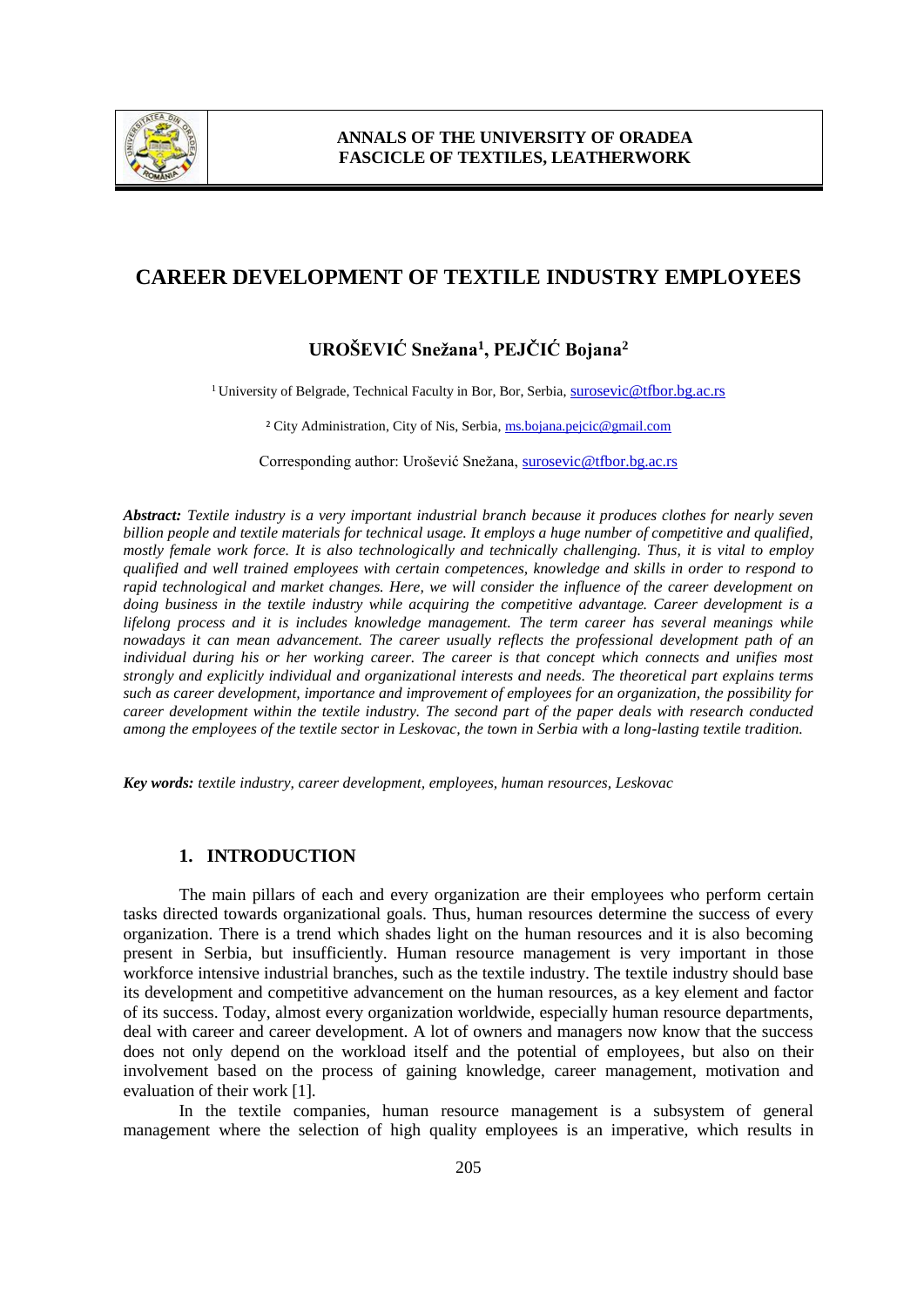# CAREER DEVELOPMENT OF TEXTILE INDUSTRY EMPLOYEES

**UROŠEVIĆ Snežana[1], PEJČIĆ Bojana[2]**

[1] University of Belgrade, Technical Faculty in Bor, Bor, Serbia, surosevic@tfbor.bg.ac.rs

[2] City Administration, City of Nis, Serbia, ms.bojana.pejcic@gmail.com

Corresponding author: Urošević Snežana, surosevic@tfbor.bg.ac.rs

***Abstract:*** *Textile industry is a very important industrial branch because it produces clothes for nearly seven billion people and textile materials for technical usage. It employs a huge number of competitive and qualified, mostly female work force. It is also technologically and technically challenging. Thus, it is vital to employ qualified and well trained employees with certain competences, knowledge and skills in order to respond to rapid technological and market changes. Here, we will consider the influence of the career development on doing business in the textile industry while acquiring the competitive advantage. Career development is a lifelong process and it is includes knowledge management. The term career has several meanings while nowadays it can mean advancement. The career usually reflects the professional development path of an individual during his or her working career. The career is that concept which connects and unifies most strongly and explicitly individual and organizational interests and needs. The theoretical part explains terms such as career development, importance and improvement of employees for an organization, the possibility for career development within the textile industry. The second part of the paper deals with research conducted among the employees of the textile sector in Leskovac, the town in Serbia with a long-lasting textile tradition.*

***Key words:*** *textile industry, career development, employees, human resources, Leskovac*

## 1. INTRODUCTION

The main pillars of each and every organization are their employees who perform certain tasks directed towards organizational goals. Thus, human resources determine the success of every organization. There is a trend which shades light on the human resources and it is also becoming present in Serbia, but insufficiently. Human resource management is very important in those workforce intensive industrial branches, such as the textile industry. The textile industry should base its development and competitive advancement on the human resources, as a key element and factor of its success. Today, almost every organization worldwide, especially human resource departments, deal with career and career development. A lot of owners and managers now know that the success does not only depend on the workload itself and the potential of employees, but also on their involvement based on the process of gaining knowledge, career management, motivation and evaluation of their work [1].

In the textile companies, human resource management is a subsystem of general management where the selection of high quality employees is an imperative, which results in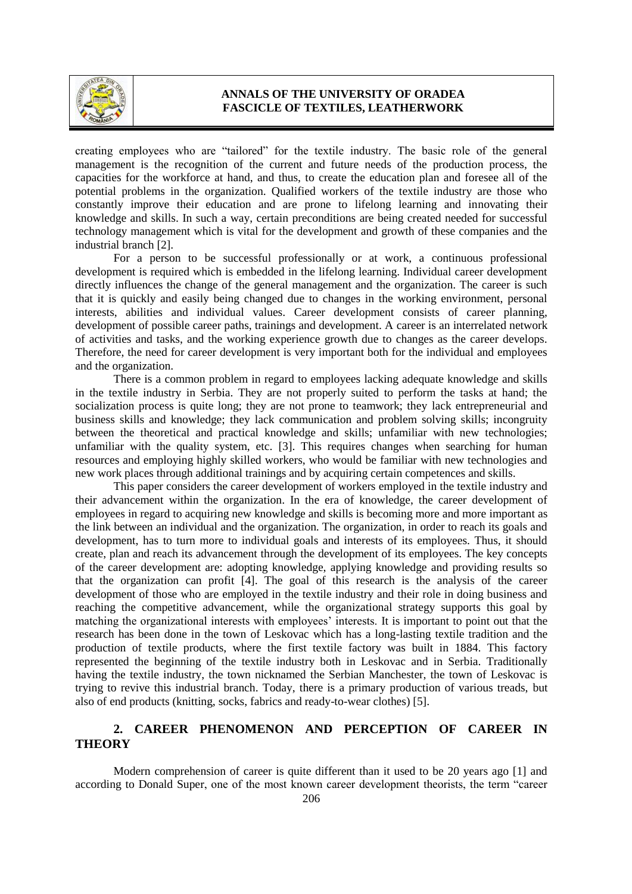creating employees who are "tailored" for the textile industry. The basic role of the general management is the recognition of the current and future needs of the production process, the capacities for the workforce at hand, and thus, to create the education plan and foresee all of the potential problems in the organization. Qualified workers of the textile industry are those who constantly improve their education and are prone to lifelong learning and innovating their knowledge and skills. In such a way, certain preconditions are being created needed for successful technology management which is vital for the development and growth of these companies and the industrial branch [2].

For a person to be successful professionally or at work, a continuous professional development is required which is embedded in the lifelong learning. Individual career development directly influences the change of the general management and the organization. The career is such that it is quickly and easily being changed due to changes in the working environment, personal interests, abilities and individual values. Career development consists of career planning, development of possible career paths, trainings and development. A career is an interrelated network of activities and tasks, and the working experience growth due to changes as the career develops. Therefore, the need for career development is very important both for the individual and employees and the organization.

There is a common problem in regard to employees lacking adequate knowledge and skills in the textile industry in Serbia. They are not properly suited to perform the tasks at hand; the socialization process is quite long; they are not prone to teamwork; they lack entrepreneurial and business skills and knowledge; they lack communication and problem solving skills; incongruity between the theoretical and practical knowledge and skills; unfamiliar with new technologies; unfamiliar with the quality system, etc. [3]. This requires changes when searching for human resources and employing highly skilled workers, who would be familiar with new technologies and new work places through additional trainings and by acquiring certain competences and skills.

This paper considers the career development of workers employed in the textile industry and their advancement within the organization. In the era of knowledge, the career development of employees in regard to acquiring new knowledge and skills is becoming more and more important as the link between an individual and the organization. The organization, in order to reach its goals and development, has to turn more to individual goals and interests of its employees. Thus, it should create, plan and reach its advancement through the development of its employees. The key concepts of the career development are: adopting knowledge, applying knowledge and providing results so that the organization can profit [4]. The goal of this research is the analysis of the career development of those who are employed in the textile industry and their role in doing business and reaching the competitive advancement, while the organizational strategy supports this goal by matching the organizational interests with employees' interests. It is important to point out that the research has been done in the town of Leskovac which has a long-lasting textile tradition and the production of textile products, where the first textile factory was built in 1884. This factory represented the beginning of the textile industry both in Leskovac and in Serbia. Traditionally having the textile industry, the town nicknamed the Serbian Manchester, the town of Leskovac is trying to revive this industrial branch. Today, there is a primary production of various treads, but also of end products (knitting, socks, fabrics and ready-to-wear clothes) [5].

## 2. CAREER PHENOMENON AND PERCEPTION OF CAREER IN THEORY

Modern comprehension of career is quite different than it used to be 20 years ago [1] and according to Donald Super, one of the most known career development theorists, the term "career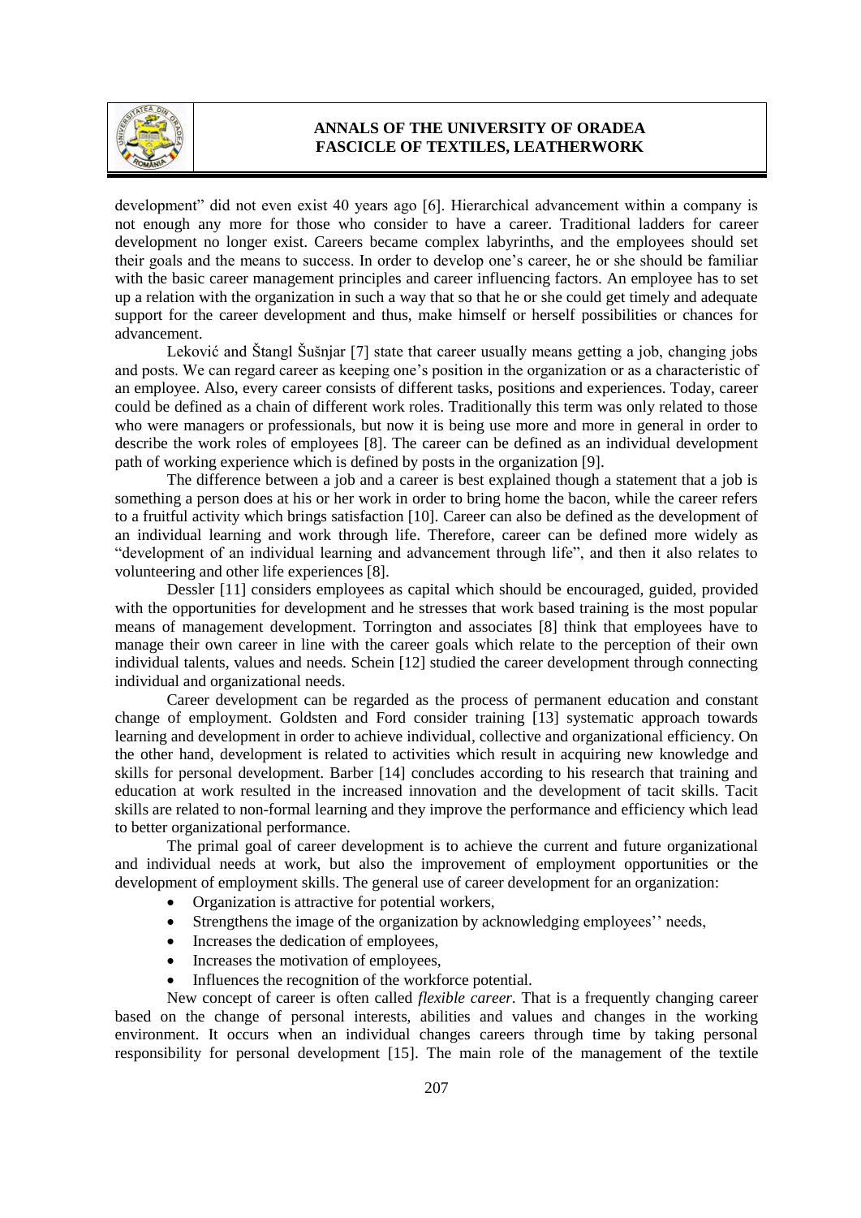development" did not even exist 40 years ago [6]. Hierarchical advancement within a company is not enough any more for those who consider to have a career. Traditional ladders for career development no longer exist. Careers became complex labyrinths, and the employees should set their goals and the means to success. In order to develop one's career, he or she should be familiar with the basic career management principles and career influencing factors. An employee has to set up a relation with the organization in such a way that so that he or she could get timely and adequate support for the career development and thus, make himself or herself possibilities or chances for advancement.

Leković and Štangl Šušnjar [7] state that career usually means getting a job, changing jobs and posts. We can regard career as keeping one's position in the organization or as a characteristic of an employee. Also, every career consists of different tasks, positions and experiences. Today, career could be defined as a chain of different work roles. Traditionally this term was only related to those who were managers or professionals, but now it is being use more and more in general in order to describe the work roles of employees [8]. The career can be defined as an individual development path of working experience which is defined by posts in the organization [9].

The difference between a job and a career is best explained though a statement that a job is something a person does at his or her work in order to bring home the bacon, while the career refers to a fruitful activity which brings satisfaction [10]. Career can also be defined as the development of an individual learning and work through life. Therefore, career can be defined more widely as "development of an individual learning and advancement through life", and then it also relates to volunteering and other life experiences [8].

Dessler [11] considers employees as capital which should be encouraged, guided, provided with the opportunities for development and he stresses that work based training is the most popular means of management development. Torrington and associates [8] think that employees have to manage their own career in line with the career goals which relate to the perception of their own individual talents, values and needs. Schein [12] studied the career development through connecting individual and organizational needs.

Career development can be regarded as the process of permanent education and constant change of employment. Goldsten and Ford consider training [13] systematic approach towards learning and development in order to achieve individual, collective and organizational efficiency. On the other hand, development is related to activities which result in acquiring new knowledge and skills for personal development. Barber [14] concludes according to his research that training and education at work resulted in the increased innovation and the development of tacit skills. Tacit skills are related to non-formal learning and they improve the performance and efficiency which lead to better organizational performance.

The primal goal of career development is to achieve the current and future organizational and individual needs at work, but also the improvement of employment opportunities or the development of employment skills. The general use of career development for an organization:

- Organization is attractive for potential workers,
- Strengthens the image of the organization by acknowledging employees'' needs,
- Increases the dedication of employees,
- Increases the motivation of employees,
- Influences the recognition of the workforce potential.

New concept of career is often called *flexible career*. That is a frequently changing career based on the change of personal interests, abilities and values and changes in the working environment. It occurs when an individual changes careers through time by taking personal responsibility for personal development [15]. The main role of the management of the textile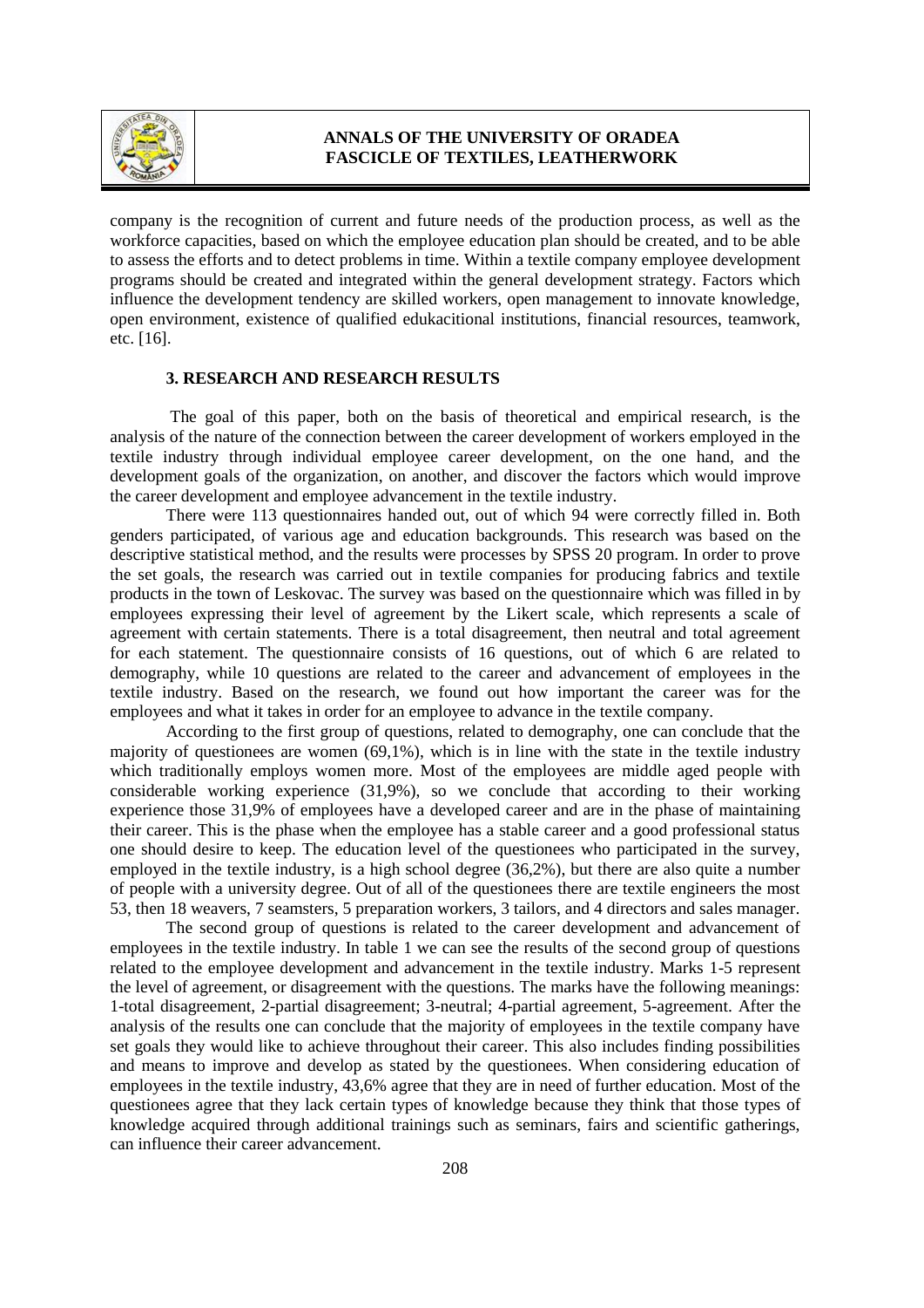company is the recognition of current and future needs of the production process, as well as the workforce capacities, based on which the employee education plan should be created, and to be able to assess the efforts and to detect problems in time. Within a textile company employee development programs should be created and integrated within the general development strategy. Factors which influence the development tendency are skilled workers, open management to innovate knowledge, open environment, existence of qualified edukacitional institutions, financial resources, teamwork, etc. [16].

## 3. RESEARCH AND RESEARCH RESULTS

The goal of this paper, both on the basis of theoretical and empirical research, is the analysis of the nature of the connection between the career development of workers employed in the textile industry through individual employee career development, on the one hand, and the development goals of the organization, on another, and discover the factors which would improve the career development and employee advancement in the textile industry.

There were 113 questionnaires handed out, out of which 94 were correctly filled in. Both genders participated, of various age and education backgrounds. This research was based on the descriptive statistical method, and the results were processes by SPSS 20 program. In order to prove the set goals, the research was carried out in textile companies for producing fabrics and textile products in the town of Leskovac. The survey was based on the questionnaire which was filled in by employees expressing their level of agreement by the Likert scale, which represents a scale of agreement with certain statements. There is a total disagreement, then neutral and total agreement for each statement. The questionnaire consists of 16 questions, out of which 6 are related to demography, while 10 questions are related to the career and advancement of employees in the textile industry. Based on the research, we found out how important the career was for the employees and what it takes in order for an employee to advance in the textile company.

According to the first group of questions, related to demography, one can conclude that the majority of questionees are women (69,1%), which is in line with the state in the textile industry which traditionally employs women more. Most of the employees are middle aged people with considerable working experience (31,9%), so we conclude that according to their working experience those 31,9% of employees have a developed career and are in the phase of maintaining their career. This is the phase when the employee has a stable career and a good professional status one should desire to keep. The education level of the questionees who participated in the survey, employed in the textile industry, is a high school degree (36,2%), but there are also quite a number of people with a university degree. Out of all of the questionees there are textile engineers the most 53, then 18 weavers, 7 seamsters, 5 preparation workers, 3 tailors, and 4 directors and sales manager.

The second group of questions is related to the career development and advancement of employees in the textile industry. In table 1 we can see the results of the second group of questions related to the employee development and advancement in the textile industry. Marks 1-5 represent the level of agreement, or disagreement with the questions. The marks have the following meanings: 1-total disagreement, 2-partial disagreement; 3-neutral; 4-partial agreement, 5-agreement. After the analysis of the results one can conclude that the majority of employees in the textile company have set goals they would like to achieve throughout their career. This also includes finding possibilities and means to improve and develop as stated by the questionees. When considering education of employees in the textile industry, 43,6% agree that they are in need of further education. Most of the questionees agree that they lack certain types of knowledge because they think that those types of knowledge acquired through additional trainings such as seminars, fairs and scientific gatherings, can influence their career advancement.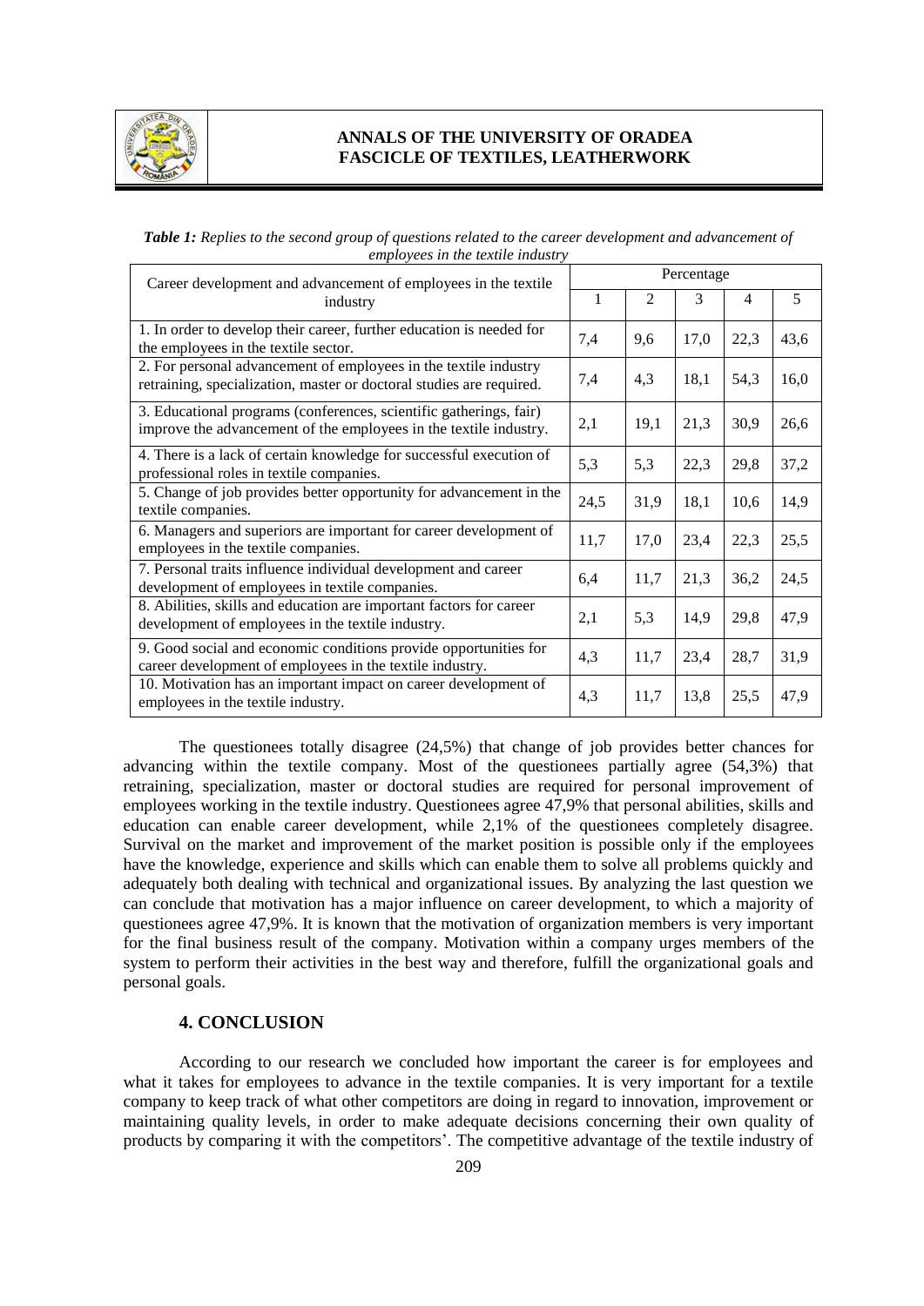***Table 1:*** *Replies to the second group of questions related to the career development and advancement of employees in the textile industry*

| Career development and advancement of employees in the textile industry | Percentage | | | | |
|---|---|---|---|---|---|
| | 1 | 2 | 3 | 4 | 5 |
| 1. In order to develop their career, further education is needed for the employees in the textile sector. | 7,4 | 9,6 | 17,0 | 22,3 | 43,6 |
| 2. For personal advancement of employees in the textile industry retraining, specialization, master or doctoral studies are required. | 7,4 | 4,3 | 18,1 | 54,3 | 16,0 |
| 3. Educational programs (conferences, scientific gatherings, fair) improve the advancement of the employees in the textile industry. | 2,1 | 19,1 | 21,3 | 30,9 | 26,6 |
| 4. There is a lack of certain knowledge for successful execution of professional roles in textile companies. | 5,3 | 5,3 | 22,3 | 29,8 | 37,2 |
| 5. Change of job provides better opportunity for advancement in the textile companies. | 24,5 | 31,9 | 18,1 | 10,6 | 14,9 |
| 6. Managers and superiors are important for career development of employees in the textile companies. | 11,7 | 17,0 | 23,4 | 22,3 | 25,5 |
| 7. Personal traits influence individual development and career development of employees in textile companies. | 6,4 | 11,7 | 21,3 | 36,2 | 24,5 |
| 8. Abilities, skills and education are important factors for career development of employees in the textile industry. | 2,1 | 5,3 | 14,9 | 29,8 | 47,9 |
| 9. Good social and economic conditions provide opportunities for career development of employees in the textile industry. | 4,3 | 11,7 | 23,4 | 28,7 | 31,9 |
| 10. Motivation has an important impact on career development of employees in the textile industry. | 4,3 | 11,7 | 13,8 | 25,5 | 47,9 |

The questionees totally disagree (24,5%) that change of job provides better chances for advancing within the textile company. Most of the questionees partially agree (54,3%) that retraining, specialization, master or doctoral studies are required for personal improvement of employees working in the textile industry. Questionees agree 47,9% that personal abilities, skills and education can enable career development, while 2,1% of the questionees completely disagree. Survival on the market and improvement of the market position is possible only if the employees have the knowledge, experience and skills which can enable them to solve all problems quickly and adequately both dealing with technical and organizational issues. By analyzing the last question we can conclude that motivation has a major influence on career development, to which a majority of questionees agree 47,9%. It is known that the motivation of organization members is very important for the final business result of the company. Motivation within a company urges members of the system to perform their activities in the best way and therefore, fulfill the organizational goals and personal goals.

## 4. CONCLUSION

According to our research we concluded how important the career is for employees and what it takes for employees to advance in the textile companies. It is very important for a textile company to keep track of what other competitors are doing in regard to innovation, improvement or maintaining quality levels, in order to make adequate decisions concerning their own quality of products by comparing it with the competitors'. The competitive advantage of the textile industry of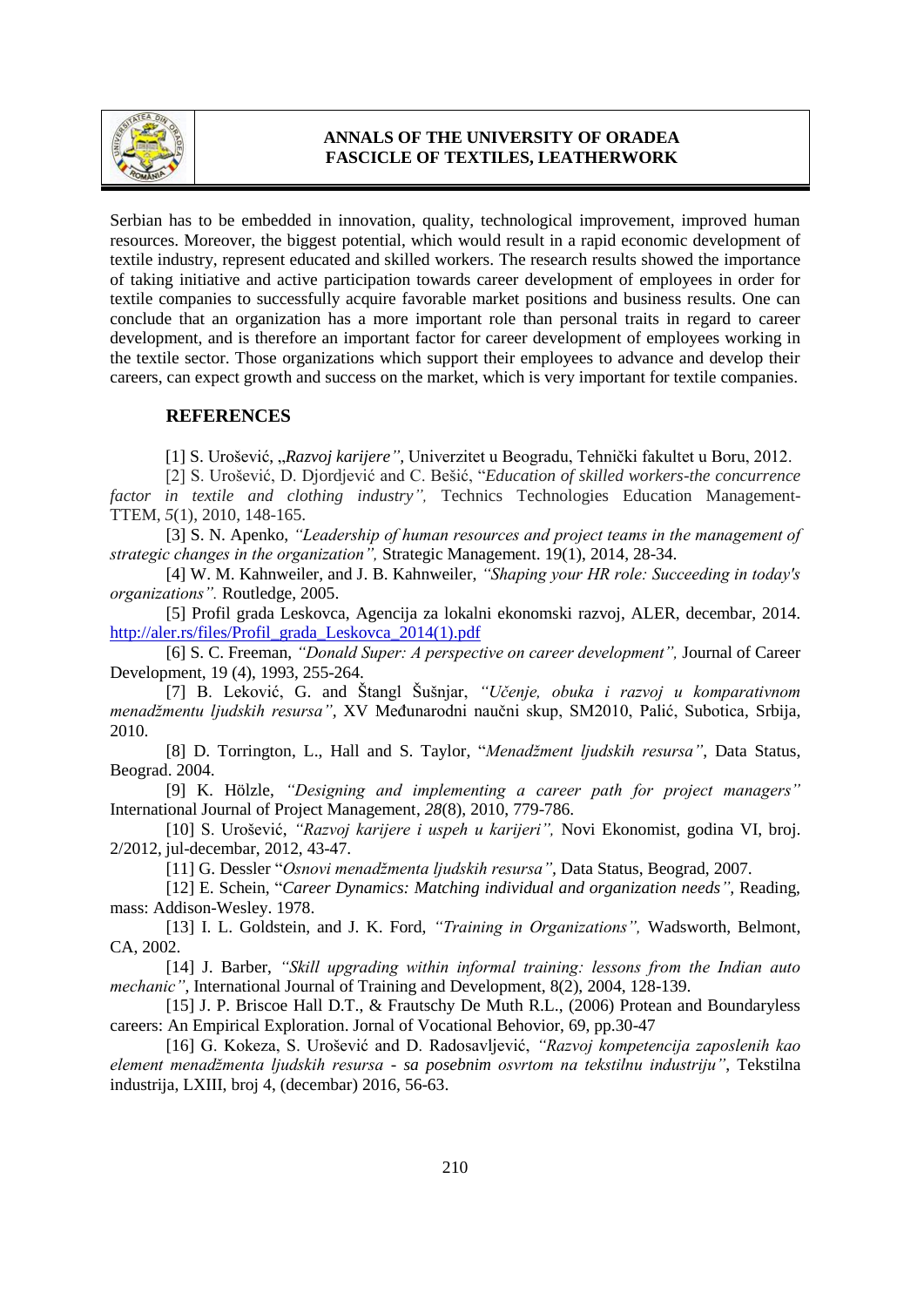Serbian has to be embedded in innovation, quality, technological improvement, improved human resources. Moreover, the biggest potential, which would result in a rapid economic development of textile industry, represent educated and skilled workers. The research results showed the importance of taking initiative and active participation towards career development of employees in order for textile companies to successfully acquire favorable market positions and business results. One can conclude that an organization has a more important role than personal traits in regard to career development, and is therefore an important factor for career development of employees working in the textile sector. Those organizations which support their employees to advance and develop their careers, can expect growth and success on the market, which is very important for textile companies.

## REFERENCES

[1] S. Urošević, „*Razvoj karijere"*, Univerzitet u Beogradu, Tehnički fakultet u Boru, 2012.

[2] S. Urošević, D. Djordjević and C. Bešić, "*Education of skilled workers-the concurrence factor in textile and clothing industry",* Technics Technologies Education Management-TTEM, *5*(1), 2010, 148-165.

[3] S. N. Apenko, *"Leadership of human resources and project teams in the management of strategic changes in the organization",* Strategic Management. 19(1), 2014, 28-34.

[4] W. M. Kahnweiler, and J. B. Kahnweiler, *"Shaping your HR role: Succeeding in today's organizations".* Routledge, 2005.

[5] Profil grada Leskovca, Agencija za lokalni ekonomski razvoj, ALER, decembar, 2014. http://aler.rs/files/Profil_grada_Leskovca_2014(1).pdf

[6] S. C. Freeman, *"Donald Super: A perspective on career development",* Journal of Career Development, 19 (4), 1993, 255-264.

[7] B. Leković, G. and Štangl Šušnjar, *"Učenje, obuka i razvoj u komparativnom menadžmentu ljudskih resursa",* XV Međunarodni naučni skup, SM2010, Palić, Subotica, Srbija, 2010.

[8] D. Torrington, L., Hall and S. Taylor, "*Menadžment ljudskih resursa"*, Data Status, Beograd. 2004.

[9] K. Hölzle, *"Designing and implementing a career path for project managers"* International Journal of Project Management, *28*(8), 2010, 779-786.

[10] S. Urošević, *"Razvoj karijere i uspeh u karijeri",* Novi Ekonomist, godina VI, broj. 2/2012, jul-decembar, 2012, 43-47.

[11] G. Dessler "*Osnovi menadžmenta ljudskih resursa"*, Data Status, Beograd, 2007.

[12] E. Schein, "*Career Dynamics: Matching individual and organization needs",* Reading, mass: Addison-Wesley. 1978.

[13] I. L. Goldstein, and J. K. Ford, *"Training in Organizations",* Wadsworth, Belmont, CA, 2002.

[14] J. Barber, *"Skill upgrading within informal training: lessons from the Indian auto mechanic"*, International Journal of Training and Development, 8(2), 2004, 128-139.

[15] J. P. Briscoe Hall D.T., & Frautschy De Muth R.L., (2006) Protean and Boundaryless careers: An Empirical Exploration. Jornal of Vocational Behovior, 69, pp.30-47

[16] G. Kokeza, S. Urošević and D. Radosavljević, *"Razvoj kompetencija zaposlenih kao element menadžmenta ljudskih resursa - sa posebnim osvrtom na tekstilnu industriju"*, Tekstilna industrija, LXIII, broj 4, (decembar) 2016, 56-63.